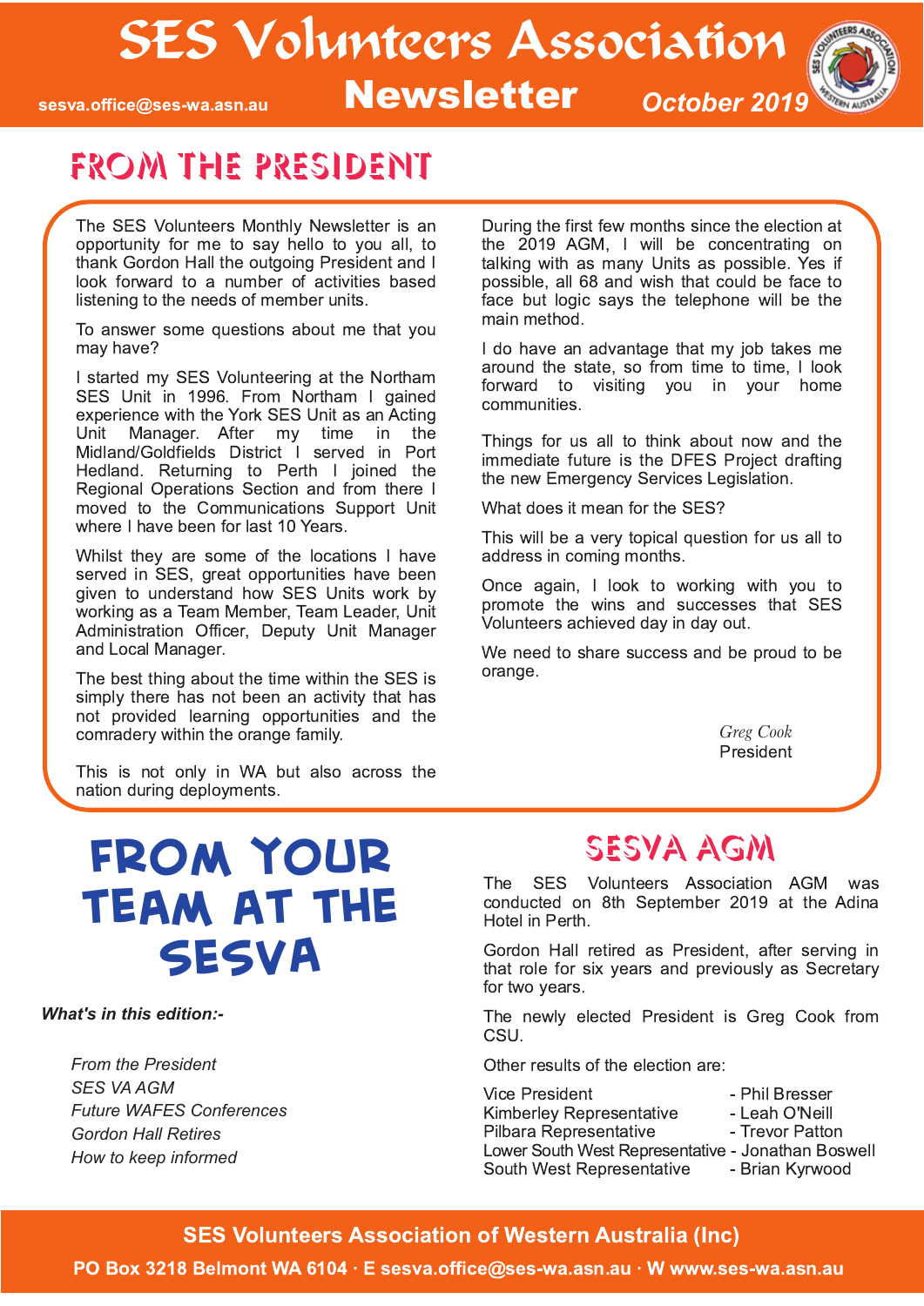# SES Volunteers Association Newsletter

sesva.office@ses-wa.asn.au

October 2019

## FROM THE PRESIDENT

The SES Volunteers Monthly Newsletter is an opportunity for me to say hello to you all, to thank Gordon Hall the outgoing President and I look forward to a number of activities based listening to the needs of member units.

To answer some questions about me that you may have?

I started my SES Volunteering at the Northam SES Unit in 1996. From Northam I gained experience with the York SES Unit as an Acting Unit Manager. After my time in the Midland/Goldfields District I served in Port Hedland. Returning to Perth I joined the Regional Operations Section and from there I moved to the Communications Support Unit where I have been for last 10 Years.

Whilst they are some of the locations I have served in SES, great opportunities have been given to understand how SES Units work by working as a Team Member, Team Leader, Unit Administration Officer, Deputy Unit Manager and Local Manager.

The best thing about the time within the SES is simply there has not been an activity that has not provided learning opportunities and the comradery within the orange family.

This is not only in WA but also across the nation during deployments.

During the first few months since the election at the 2019 AGM, I will be concentrating on talking with as many Units as possible. Yes if possible, all 68 and wish that could be face to face but logic says the telephone will be the main method.

I do have an advantage that my job takes me around the state, so from time to time, I look forward to visiting you in your home communities.

Things for us all to think about now and the immediate future is the DFES Project drafting the new Emergency Services Legislation.

What does it mean for the SES?

This will be a very topical question for us all to address in coming months.

Once again, I look to working with you to promote the wins and successes that SES Volunteers achieved day in day out.

We need to share success and be proud to be orange.

*Greg Cook*
President

## FROM YOUR TEAM AT THE SESVA

***What's in this edition:-***

*From the President*
*SES VA AGM*
*Future WAFES Conferences*
*Gordon Hall Retires*
*How to keep informed*

## SESVA AGM

The SES Volunteers Association AGM was conducted on 8th September 2019 at the Adina Hotel in Perth.

Gordon Hall retired as President, after serving in that role for six years and previously as Secretary for two years.

The newly elected President is Greg Cook from CSU.

Other results of the election are:

Vice President - Phil Bresser
Kimberley Representative - Leah O'Neill
Pilbara Representative - Trevor Patton
Lower South West Representative - Jonathan Boswell
South West Representative - Brian Kyrwood

**SES Volunteers Association of Western Australia (Inc)**

**PO Box 3218 Belmont WA 6104 · E sesva.office@ses-wa.asn.au · W www.ses-wa.asn.au**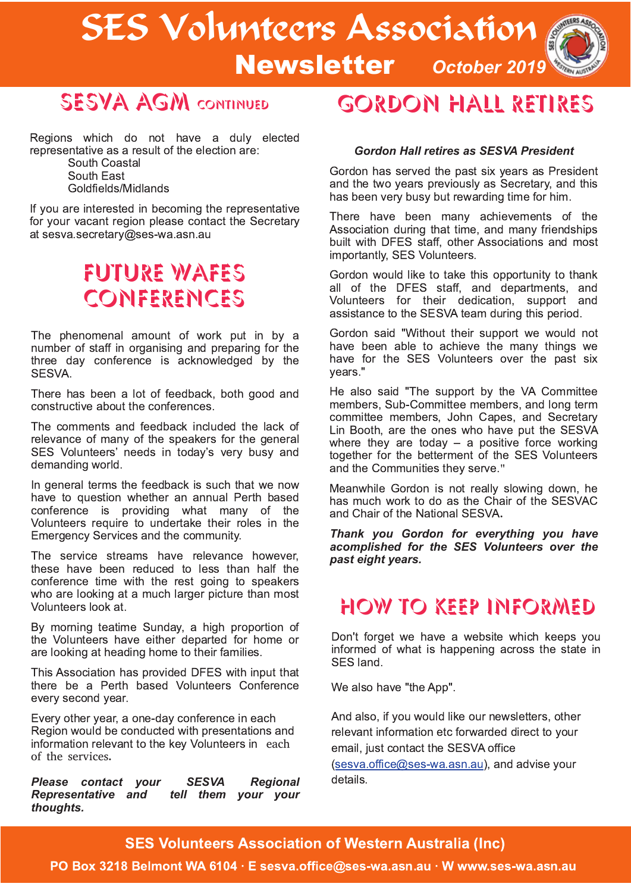# SES Volunteers Association Newsletter

October 2019

## SESVA AGM continued

Regions which do not have a duly elected representative as a result of the election are:

- South Coastal
- South East
- Goldfields/Midlands

If you are interested in becoming the representative for your vacant region please contact the Secretary at sesva.secretary@ses-wa.asn.au

## FUTURE WAFES CONFERENCES

The phenomenal amount of work put in by a number of staff in organising and preparing for the three day conference is acknowledged by the SESVA.

There has been a lot of feedback, both good and constructive about the conferences.

The comments and feedback included the lack of relevance of many of the speakers for the general SES Volunteers' needs in today's very busy and demanding world.

In general terms the feedback is such that we now have to question whether an annual Perth based conference is providing what many of the Volunteers require to undertake their roles in the Emergency Services and the community.

The service streams have relevance however, these have been reduced to less than half the conference time with the rest going to speakers who are looking at a much larger picture than most Volunteers look at.

By morning teatime Sunday, a high proportion of the Volunteers have either departed for home or are looking at heading home to their families.

This Association has provided DFES with input that there be a Perth based Volunteers Conference every second year.

Every other year, a one-day conference in each Region would be conducted with presentations and information relevant to the key Volunteers in each of the services.

***Please contact your SESVA Regional Representative and tell them your your thoughts.***

## GORDON HALL RETIRES

***Gordon Hall retires as SESVA President***

Gordon has served the past six years as President and the two years previously as Secretary, and this has been very busy but rewarding time for him.

There have been many achievements of the Association during that time, and many friendships built with DFES staff, other Associations and most importantly, SES Volunteers.

Gordon would like to take this opportunity to thank all of the DFES staff, and departments, and Volunteers for their dedication, support and assistance to the SESVA team during this period.

Gordon said "Without their support we would not have been able to achieve the many things we have for the SES Volunteers over the past six years."

He also said "The support by the VA Committee members, Sub-Committee members, and long term committee members, John Capes, and Secretary Lin Booth, are the ones who have put the SESVA where they are today – a positive force working together for the betterment of the SES Volunteers and the Communities they serve."

Meanwhile Gordon is not really slowing down, he has much work to do as the Chair of the SESVAC and Chair of the National SESVA.

***Thank you Gordon for everything you have acomplished for the SES Volunteers over the past eight years.***

## HOW TO KEEP INFORMED

Don't forget we have a website which keeps you informed of what is happening across the state in SES land.

We also have "the App".

And also, if you would like our newsletters, other relevant information etc forwarded direct to your email, just contact the SESVA office (sesva.office@ses-wa.asn.au), and advise your details.

**SES Volunteers Association of Western Australia (Inc)**

**PO Box 3218 Belmont WA 6104 · E sesva.office@ses-wa.asn.au · W www.ses-wa.asn.au**